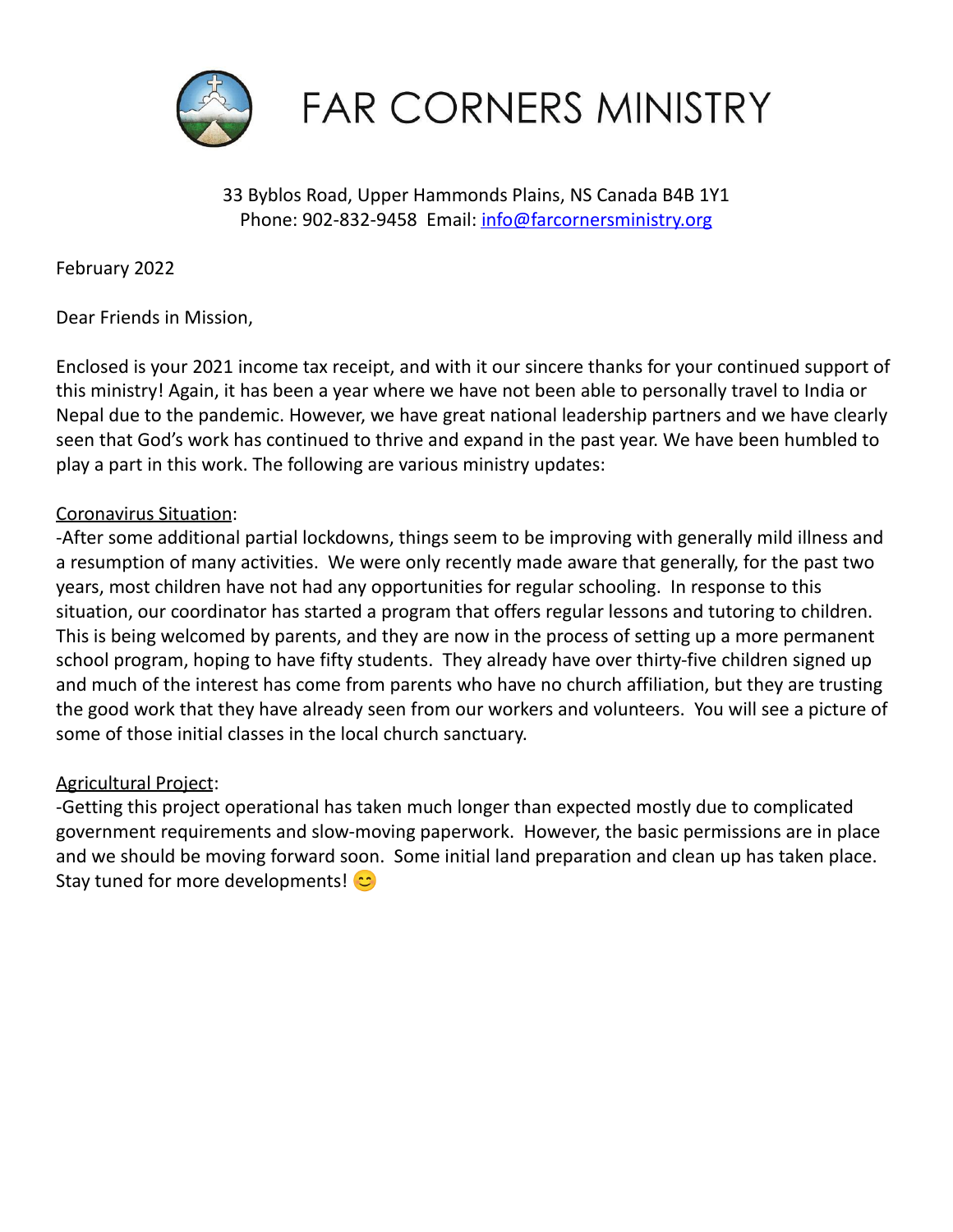# FAR CORNERS MINISTRY

33 Byblos Road, Upper Hammonds Plains, NS Canada B4B 1Y1
Phone: 902-832-9458 Email: info@farcornersministry.org

February 2022

Dear Friends in Mission,

Enclosed is your 2021 income tax receipt, and with it our sincere thanks for your continued support of this ministry! Again, it has been a year where we have not been able to personally travel to India or Nepal due to the pandemic. However, we have great national leadership partners and we have clearly seen that God's work has continued to thrive and expand in the past year. We have been humbled to play a part in this work. The following are various ministry updates:

Coronavirus Situation:

-After some additional partial lockdowns, things seem to be improving with generally mild illness and a resumption of many activities. We were only recently made aware that generally, for the past two years, most children have not had any opportunities for regular schooling. In response to this situation, our coordinator has started a program that offers regular lessons and tutoring to children. This is being welcomed by parents, and they are now in the process of setting up a more permanent school program, hoping to have fifty students. They already have over thirty-five children signed up and much of the interest has come from parents who have no church affiliation, but they are trusting the good work that they have already seen from our workers and volunteers. You will see a picture of some of those initial classes in the local church sanctuary.

Agricultural Project:

-Getting this project operational has taken much longer than expected mostly due to complicated government requirements and slow-moving paperwork. However, the basic permissions are in place and we should be moving forward soon. Some initial land preparation and clean up has taken place. Stay tuned for more developments! 😊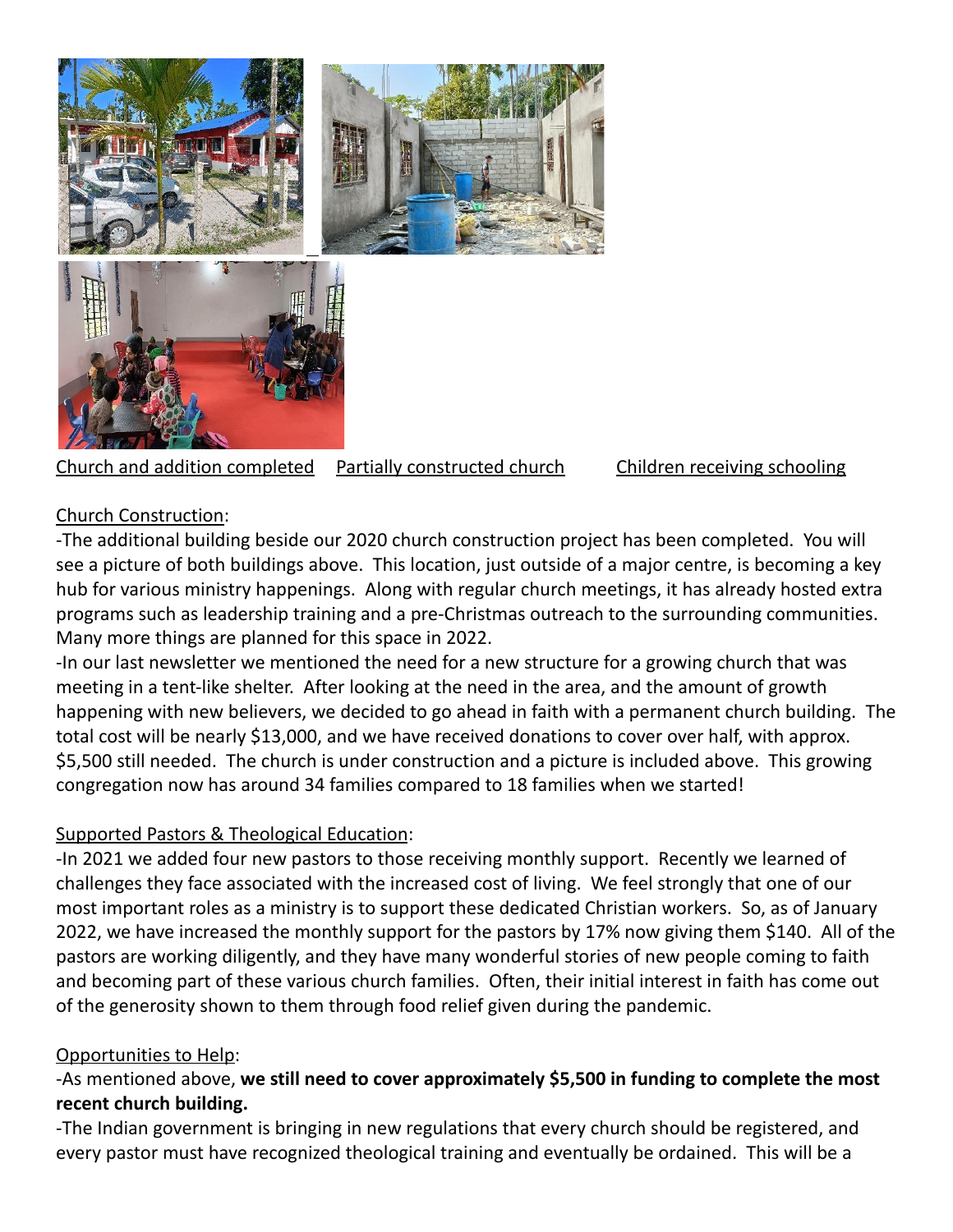Church and addition completed    Partially constructed church    Children receiving schooling

Church Construction:

-The additional building beside our 2020 church construction project has been completed. You will see a picture of both buildings above. This location, just outside of a major centre, is becoming a key hub for various ministry happenings. Along with regular church meetings, it has already hosted extra programs such as leadership training and a pre-Christmas outreach to the surrounding communities. Many more things are planned for this space in 2022.

-In our last newsletter we mentioned the need for a new structure for a growing church that was meeting in a tent-like shelter. After looking at the need in the area, and the amount of growth happening with new believers, we decided to go ahead in faith with a permanent church building. The total cost will be nearly $13,000, and we have received donations to cover over half, with approx. $5,500 still needed. The church is under construction and a picture is included above. This growing congregation now has around 34 families compared to 18 families when we started!

Supported Pastors & Theological Education:

-In 2021 we added four new pastors to those receiving monthly support. Recently we learned of challenges they face associated with the increased cost of living. We feel strongly that one of our most important roles as a ministry is to support these dedicated Christian workers. So, as of January 2022, we have increased the monthly support for the pastors by 17% now giving them $140. All of the pastors are working diligently, and they have many wonderful stories of new people coming to faith and becoming part of these various church families. Often, their initial interest in faith has come out of the generosity shown to them through food relief given during the pandemic.

Opportunities to Help:

-As mentioned above, **we still need to cover approximately $5,500 in funding to complete the most recent church building.**

-The Indian government is bringing in new regulations that every church should be registered, and every pastor must have recognized theological training and eventually be ordained. This will be a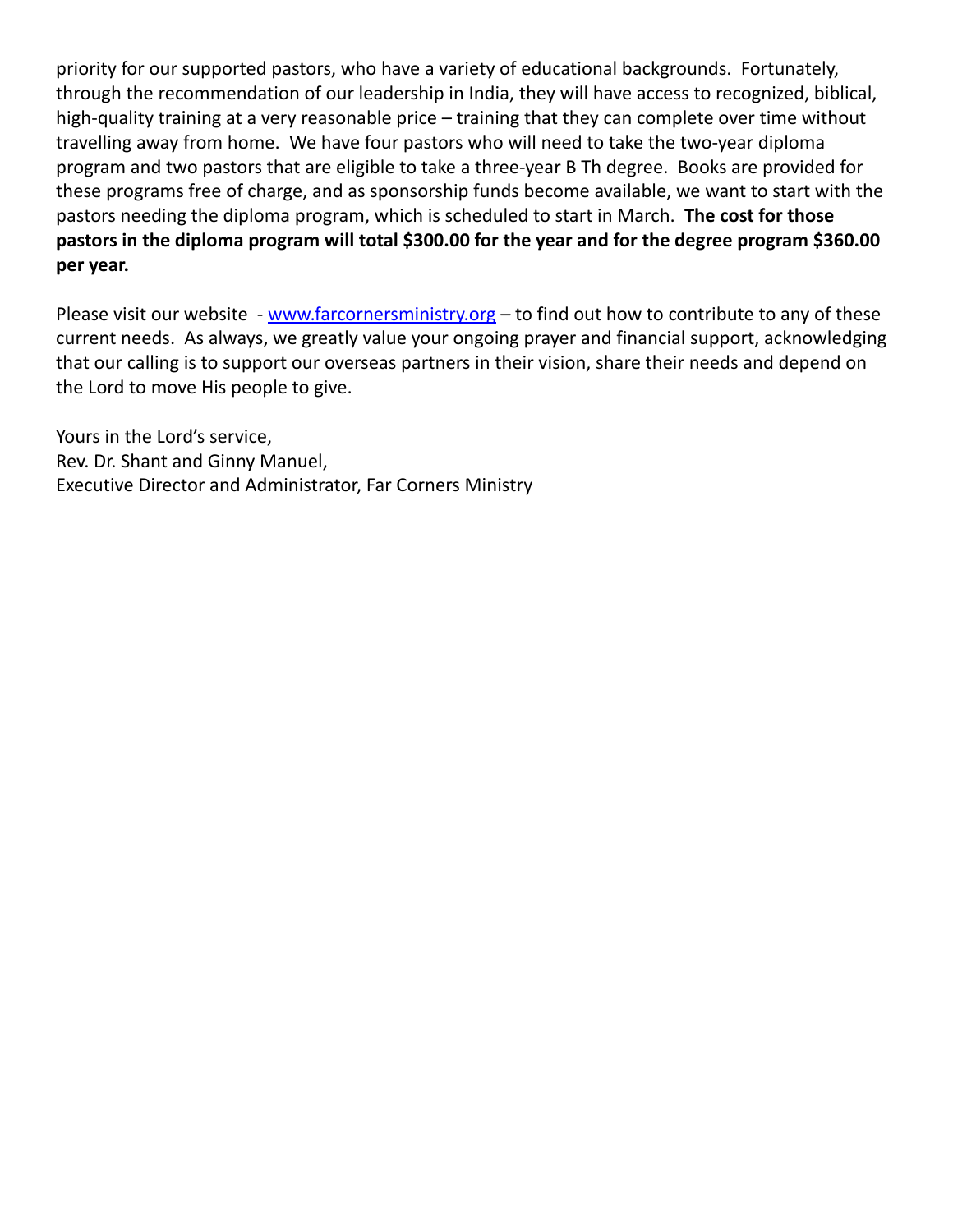priority for our supported pastors, who have a variety of educational backgrounds. Fortunately, through the recommendation of our leadership in India, they will have access to recognized, biblical, high-quality training at a very reasonable price – training that they can complete over time without travelling away from home. We have four pastors who will need to take the two-year diploma program and two pastors that are eligible to take a three-year B Th degree. Books are provided for these programs free of charge, and as sponsorship funds become available, we want to start with the pastors needing the diploma program, which is scheduled to start in March. **The cost for those pastors in the diploma program will total $300.00 for the year and for the degree program $360.00 per year.**

Please visit our website - [www.farcornersministry.org](http://www.farcornersministry.org) – to find out how to contribute to any of these current needs. As always, we greatly value your ongoing prayer and financial support, acknowledging that our calling is to support our overseas partners in their vision, share their needs and depend on the Lord to move His people to give.

Yours in the Lord's service,
Rev. Dr. Shant and Ginny Manuel,
Executive Director and Administrator, Far Corners Ministry